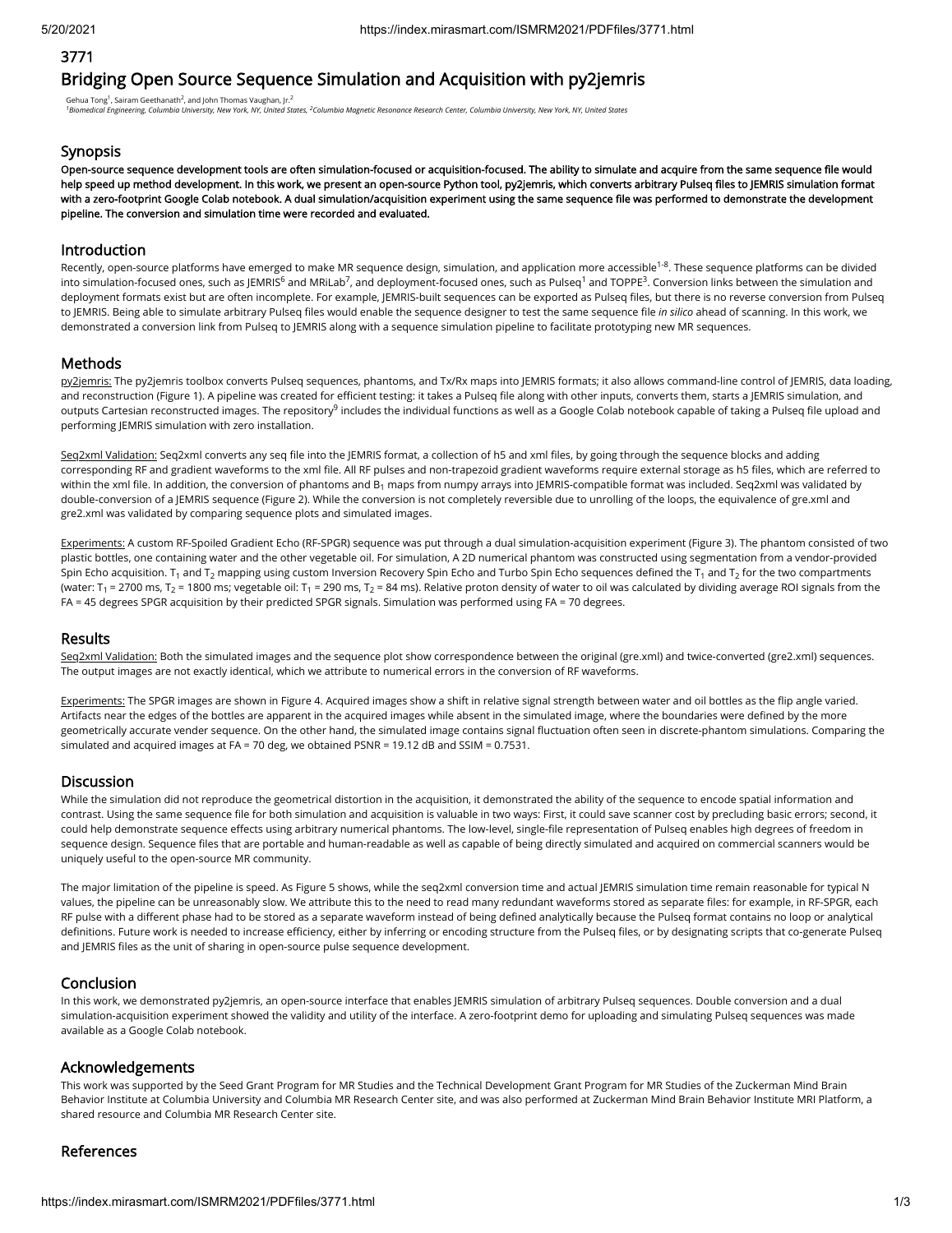3771

# Bridging Open Source Sequence Simulation and Acquisition with py2jemris

Gehua Tong[1], Sairam Geethanath[2], and John Thomas Vaughan, Jr.[2]
[1]Biomedical Engineering, Columbia University, New York, NY, United States, [2]Columbia Magnetic Resonance Research Center, Columbia University, New York, NY, United States

## Synopsis

**Open-source sequence development tools are often simulation-focused or acquisition-focused. The ability to simulate and acquire from the same sequence file would help speed up method development. In this work, we present an open-source Python tool, py2jemris, which converts arbitrary Pulseq files to JEMRIS simulation format with a zero-footprint Google Colab notebook. A dual simulation/acquisition experiment using the same sequence file was performed to demonstrate the development pipeline. The conversion and simulation time were recorded and evaluated.**

## Introduction

Recently, open-source platforms have emerged to make MR sequence design, simulation, and application more accessible[1-8]. These sequence platforms can be divided into simulation-focused ones, such as JEMRIS[6] and MRiLab[7], and deployment-focused ones, such as Pulseq[1] and TOPPE[3]. Conversion links between the simulation and deployment formats exist but are often incomplete. For example, JEMRIS-built sequences can be exported as Pulseq files, but there is no reverse conversion from Pulseq to JEMRIS. Being able to simulate arbitrary Pulseq files would enable the sequence designer to test the same sequence file *in silico* ahead of scanning. In this work, we demonstrated a conversion link from Pulseq to JEMRIS along with a sequence simulation pipeline to facilitate prototyping new MR sequences.

## Methods

py2jemris: The py2jemris toolbox converts Pulseq sequences, phantoms, and Tx/Rx maps into JEMRIS formats; it also allows command-line control of JEMRIS, data loading, and reconstruction (Figure 1). A pipeline was created for efficient testing: it takes a Pulseq file along with other inputs, converts them, starts a JEMRIS simulation, and outputs Cartesian reconstructed images. The repository[9] includes the individual functions as well as a Google Colab notebook capable of taking a Pulseq file upload and performing JEMRIS simulation with zero installation.

Seq2xml Validation: Seq2xml converts any seq file into the JEMRIS format, a collection of h5 and xml files, by going through the sequence blocks and adding corresponding RF and gradient waveforms to the xml file. All RF pulses and non-trapezoid gradient waveforms require external storage as h5 files, which are referred to within the xml file. In addition, the conversion of phantoms and $B_1$ maps from numpy arrays into JEMRIS-compatible format was included. Seq2xml was validated by double-conversion of a JEMRIS sequence (Figure 2). While the conversion is not completely reversible due to unrolling of the loops, the equivalence of gre.xml and gre2.xml was validated by comparing sequence plots and simulated images.

Experiments: A custom RF-Spoiled Gradient Echo (RF-SPGR) sequence was put through a dual simulation-acquisition experiment (Figure 3). The phantom consisted of two plastic bottles, one containing water and the other vegetable oil. For simulation, A 2D numerical phantom was constructed using segmentation from a vendor-provided Spin Echo acquisition. $T_1$ and $T_2$ mapping using custom Inversion Recovery Spin Echo and Turbo Spin Echo sequences defined the $T_1$ and $T_2$ for the two compartments (water: $T_1$ = 2700 ms, $T_2$ = 1800 ms; vegetable oil: $T_1$ = 290 ms, $T_2$ = 84 ms). Relative proton density of water to oil was calculated by dividing average ROI signals from the FA = 45 degrees SPGR acquisition by their predicted SPGR signals. Simulation was performed using FA = 70 degrees.

## Results

Seq2xml Validation: Both the simulated images and the sequence plot show correspondence between the original (gre.xml) and twice-converted (gre2.xml) sequences. The output images are not exactly identical, which we attribute to numerical errors in the conversion of RF waveforms.

Experiments: The SPGR images are shown in Figure 4. Acquired images show a shift in relative signal strength between water and oil bottles as the flip angle varied. Artifacts near the edges of the bottles are apparent in the acquired images while absent in the simulated image, where the boundaries were defined by the more geometrically accurate vender sequence. On the other hand, the simulated image contains signal fluctuation often seen in discrete-phantom simulations. Comparing the simulated and acquired images at FA = 70 deg, we obtained PSNR = 19.12 dB and SSIM = 0.7531.

## Discussion

While the simulation did not reproduce the geometrical distortion in the acquisition, it demonstrated the ability of the sequence to encode spatial information and contrast. Using the same sequence file for both simulation and acquisition is valuable in two ways: First, it could save scanner cost by precluding basic errors; second, it could help demonstrate sequence effects using arbitrary numerical phantoms. The low-level, single-file representation of Pulseq enables high degrees of freedom in sequence design. Sequence files that are portable and human-readable as well as capable of being directly simulated and acquired on commercial scanners would be uniquely useful to the open-source MR community.

The major limitation of the pipeline is speed. As Figure 5 shows, while the seq2xml conversion time and actual JEMRIS simulation time remain reasonable for typical N values, the pipeline can be unreasonably slow. We attribute this to the need to read many redundant waveforms stored as separate files: for example, in RF-SPGR, each RF pulse with a different phase had to be stored as a separate waveform instead of being defined analytically because the Pulseq format contains no loop or analytical definitions. Future work is needed to increase efficiency, either by inferring or encoding structure from the Pulseq files, or by designating scripts that co-generate Pulseq and JEMRIS files as the unit of sharing in open-source pulse sequence development.

## Conclusion

In this work, we demonstrated py2jemris, an open-source interface that enables JEMRIS simulation of arbitrary Pulseq sequences. Double conversion and a dual simulation-acquisition experiment showed the validity and utility of the interface. A zero-footprint demo for uploading and simulating Pulseq sequences was made available as a Google Colab notebook.

## Acknowledgements

This work was supported by the Seed Grant Program for MR Studies and the Technical Development Grant Program for MR Studies of the Zuckerman Mind Brain Behavior Institute at Columbia University and Columbia MR Research Center site, and was also performed at Zuckerman Mind Brain Behavior Institute MRI Platform, a shared resource and Columbia MR Research Center site.

## References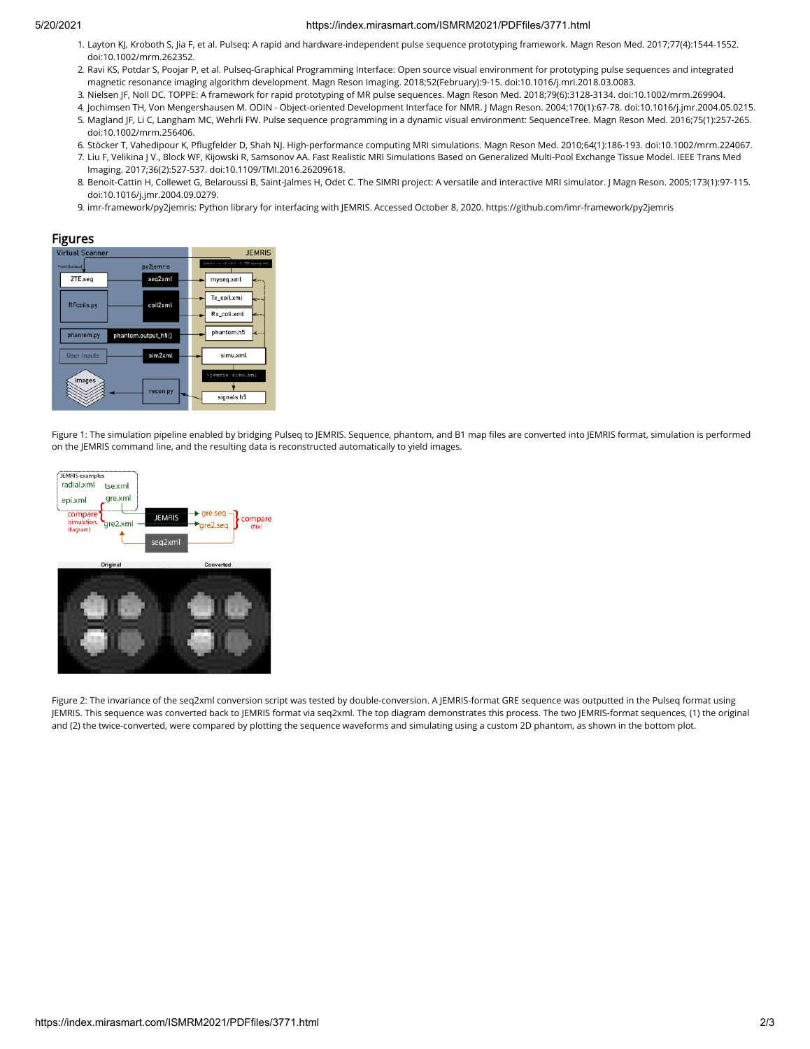1. Layton KJ, Kroboth S, Jia F, et al. Pulseq: A rapid and hardware-independent pulse sequence prototyping framework. Magn Reson Med. 2017;77(4):1544-1552. doi:10.1002/mrm.262352.
2. Ravi KS, Potdar S, Poojar P, et al. Pulseq-Graphical Programming Interface: Open source visual environment for prototyping pulse sequences and integrated magnetic resonance imaging algorithm development. Magn Reson Imaging. 2018;52(February):9-15. doi:10.1016/j.mri.2018.03.0083.
3. Nielsen JF, Noll DC. TOPPE: A framework for rapid prototyping of MR pulse sequences. Magn Reson Med. 2018;79(6):3128-3134. doi:10.1002/mrm.269904.
4. Jochimsen TH, Von Mengershausen M. ODIN - Object-oriented Development Interface for NMR. J Magn Reson. 2004;170(1):67-78. doi:10.1016/j.jmr.2004.05.0215.
5. Magland JF, Li C, Langham MC, Wehrli FW. Pulse sequence programming in a dynamic visual environment: SequenceTree. Magn Reson Med. 2016;75(1):257-265. doi:10.1002/mrm.256406.
6. Stöcker T, Vahedipour K, Pflugfelder D, Shah NJ. High-performance computing MRI simulations. Magn Reson Med. 2010;64(1):186-193. doi:10.1002/mrm.224067.
7. Liu F, Velikina J V., Block WF, Kijowski R, Samsonov AA. Fast Realistic MRI Simulations Based on Generalized Multi-Pool Exchange Tissue Model. IEEE Trans Med Imaging. 2017;36(2):527-537. doi:10.1109/TMI.2016.26209618.
8. Benoit-Cattin H, Collewet G, Belaroussi B, Saint-Jalmes H, Odet C. The SIMRI project: A versatile and interactive MRI simulator. J Magn Reson. 2005;173(1):97-115. doi:10.1016/j.jmr.2004.09.0279.
9. imr-framework/py2jemris: Python library for interfacing with JEMRIS. Accessed October 8, 2020. https://github.com/imr-framework/py2jemris

## Figures

Figure 1: The simulation pipeline enabled by bridging Pulseq to JEMRIS. Sequence, phantom, and B1 map files are converted into JEMRIS format, simulation is performed on the JEMRIS command line, and the resulting data is reconstructed automatically to yield images.

Figure 2: The invariance of the seq2xml conversion script was tested by double-conversion. A JEMRIS-format GRE sequence was outputted in the Pulseq format using JEMRIS. This sequence was converted back to JEMRIS format via seq2xml. The top diagram demonstrates this process. The two JEMRIS-format sequences, (1) the original and (2) the twice-converted, were compared by plotting the sequence waveforms and simulating using a custom 2D phantom, as shown in the bottom plot.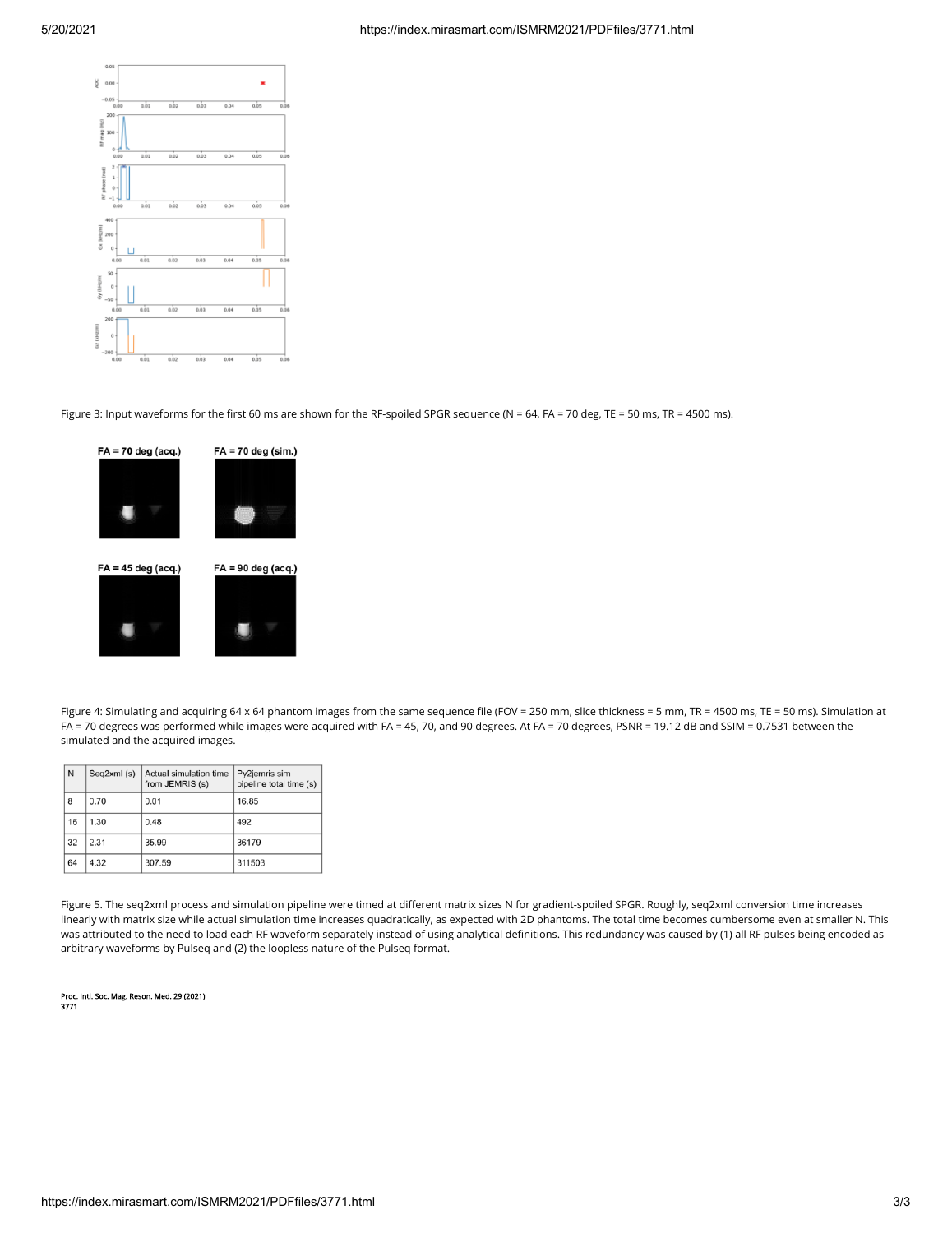ADC

0.05

0.00

−0.05

0.00 0.01 0.02 0.03 0.04 0.05 0.06

RF mag (Hz)

200

100

0

0.00 0.01 0.02 0.03 0.04 0.05 0.06

RF phase (rad)

2

1

0

−1

0.00 0.01 0.02 0.03 0.04 0.05 0.06

Gx (kHz/m)

400

200

0

0.00 0.01 0.02 0.03 0.04 0.05 0.06

Gy (kHz/m)

50

0

−50

0.00 0.01 0.02 0.03 0.04 0.05 0.06

Gz (kHz/m)

200

0

−200

0.00 0.01 0.02 0.03 0.04 0.05 0.06

Figure 3: Input waveforms for the first 60 ms are shown for the RF-spoiled SPGR sequence (N = 64, FA = 70 deg, TE = 50 ms, TR = 4500 ms).

**FA = 70 deg (acq.)**

**FA = 70 deg (sim.)**

**FA = 45 deg (acq.)**

**FA = 90 deg (acq.)**

Figure 4: Simulating and acquiring 64 x 64 phantom images from the same sequence file (FOV = 250 mm, slice thickness = 5 mm, TR = 4500 ms, TE = 50 ms). Simulation at FA = 70 degrees was performed while images were acquired with FA = 45, 70, and 90 degrees. At FA = 70 degrees, PSNR = 19.12 dB and SSIM = 0.7531 between the simulated and the acquired images.

| N | Seq2xml (s) | Actual simulation time from JEMRIS (s) | Py2jemris sim pipeline total time (s) |
| --- | --- | --- | --- |
| 8 | 0.70 | 0.01 | 16.85 |
| 16 | 1.30 | 0.48 | 492 |
| 32 | 2.31 | 35.99 | 36179 |
| 64 | 4.32 | 307.59 | 311503 |

Figure 5. The seq2xml process and simulation pipeline were timed at different matrix sizes N for gradient-spoiled SPGR. Roughly, seq2xml conversion time increases linearly with matrix size while actual simulation time increases quadratically, as expected with 2D phantoms. The total time becomes cumbersome even at smaller N. This was attributed to the need to load each RF waveform separately instead of using analytical definitions. This redundancy was caused by (1) all RF pulses being encoded as arbitrary waveforms by Pulseq and (2) the loopless nature of the Pulseq format.

Proc. Intl. Soc. Mag. Reson. Med. 29 (2021)
3771